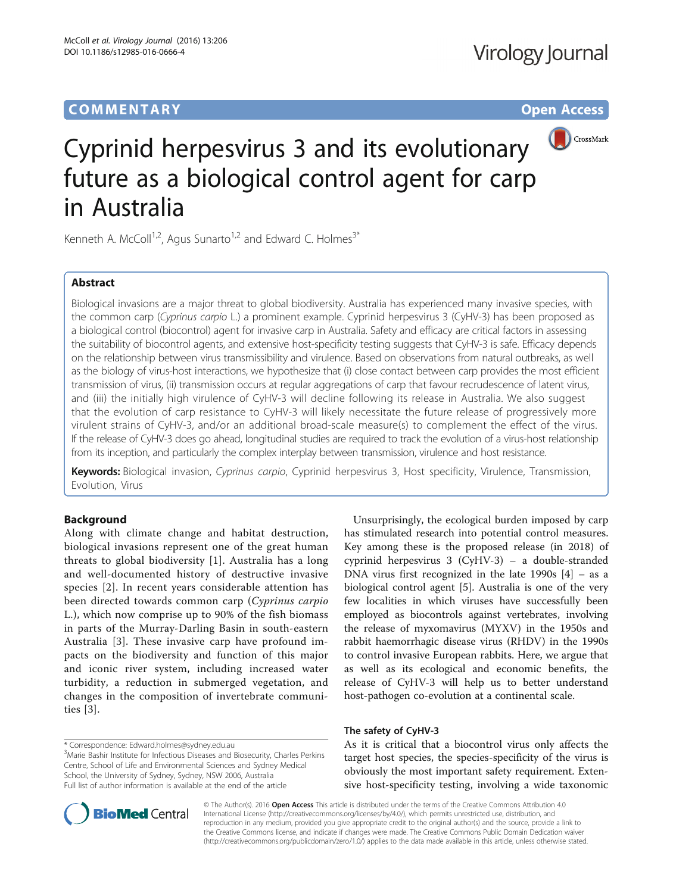COMMENTARY Open Access

# Cyprinid herpesvirus 3 and its evolutionary future as a biological control agent for carp in Australia

Kenneth A. McColl[1,2], Agus Sunarto[1,2] and Edward C. Holmes[3*]

## Abstract

Biological invasions are a major threat to global biodiversity. Australia has experienced many invasive species, with the common carp (*Cyprinus carpio* L.) a prominent example. Cyprinid herpesvirus 3 (CyHV-3) has been proposed as a biological control (biocontrol) agent for invasive carp in Australia. Safety and efficacy are critical factors in assessing the suitability of biocontrol agents, and extensive host-specificity testing suggests that CyHV-3 is safe. Efficacy depends on the relationship between virus transmissibility and virulence. Based on observations from natural outbreaks, as well as the biology of virus-host interactions, we hypothesize that (i) close contact between carp provides the most efficient transmission of virus, (ii) transmission occurs at regular aggregations of carp that favour recrudescence of latent virus, and (iii) the initially high virulence of CyHV-3 will decline following its release in Australia. We also suggest that the evolution of carp resistance to CyHV-3 will likely necessitate the future release of progressively more virulent strains of CyHV-3, and/or an additional broad-scale measure(s) to complement the effect of the virus. If the release of CyHV-3 does go ahead, longitudinal studies are required to track the evolution of a virus-host relationship from its inception, and particularly the complex interplay between transmission, virulence and host resistance.

**Keywords:** Biological invasion, *Cyprinus carpio*, Cyprinid herpesvirus 3, Host specificity, Virulence, Transmission, Evolution, Virus

## Background

Along with climate change and habitat destruction, biological invasions represent one of the great human threats to global biodiversity [1]. Australia has a long and well-documented history of destructive invasive species [2]. In recent years considerable attention has been directed towards common carp (*Cyprinus carpio* L.), which now comprise up to 90% of the fish biomass in parts of the Murray-Darling Basin in south-eastern Australia [3]. These invasive carp have profound impacts on the biodiversity and function of this major and iconic river system, including increased water turbidity, a reduction in submerged vegetation, and changes in the composition of invertebrate communities [3].

Unsurprisingly, the ecological burden imposed by carp has stimulated research into potential control measures. Key among these is the proposed release (in 2018) of cyprinid herpesvirus 3 (CyHV-3) – a double-stranded DNA virus first recognized in the late 1990s [4] – as a biological control agent [5]. Australia is one of the very few localities in which viruses have successfully been employed as biocontrols against vertebrates, involving the release of myxomavirus (MYXV) in the 1950s and rabbit haemorrhagic disease virus (RHDV) in the 1990s to control invasive European rabbits. Here, we argue that as well as its ecological and economic benefits, the release of CyHV-3 will help us to better understand host-pathogen co-evolution at a continental scale.

### The safety of CyHV-3

As it is critical that a biocontrol virus only affects the target host species, the species-specificity of the virus is obviously the most important safety requirement. Extensive host-specificity testing, involving a wide taxonomic

\* Correspondence: Edward.holmes@sydney.edu.au
[3]Marie Bashir Institute for Infectious Diseases and Biosecurity, Charles Perkins Centre, School of Life and Environmental Sciences and Sydney Medical School, the University of Sydney, Sydney, NSW 2006, Australia
Full list of author information is available at the end of the article

© The Author(s). 2016 **Open Access** This article is distributed under the terms of the Creative Commons Attribution 4.0 International License (http://creativecommons.org/licenses/by/4.0/), which permits unrestricted use, distribution, and reproduction in any medium, provided you give appropriate credit to the original author(s) and the source, provide a link to the Creative Commons license, and indicate if changes were made. The Creative Commons Public Domain Dedication waiver (http://creativecommons.org/publicdomain/zero/1.0/) applies to the data made available in this article, unless otherwise stated.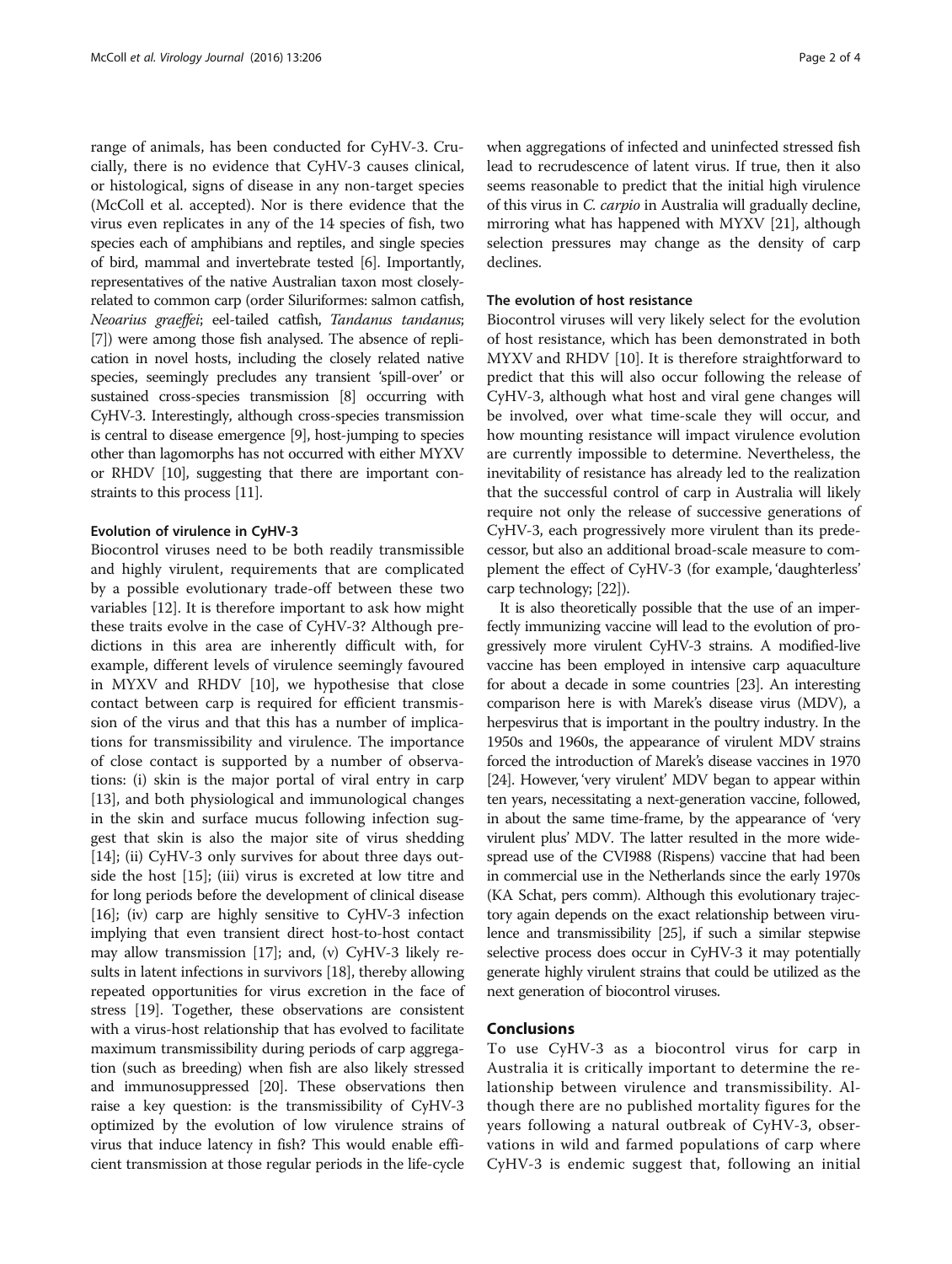range of animals, has been conducted for CyHV-3. Crucially, there is no evidence that CyHV-3 causes clinical, or histological, signs of disease in any non-target species (McColl et al. accepted). Nor is there evidence that the virus even replicates in any of the 14 species of fish, two species each of amphibians and reptiles, and single species of bird, mammal and invertebrate tested [6]. Importantly, representatives of the native Australian taxon most closely-related to common carp (order Siluriformes: salmon catfish, *Neoarius graeffei*; eel-tailed catfish, *Tandanus tandanus*; [7]) were among those fish analysed. The absence of replication in novel hosts, including the closely related native species, seemingly precludes any transient 'spill-over' or sustained cross-species transmission [8] occurring with CyHV-3. Interestingly, although cross-species transmission is central to disease emergence [9], host-jumping to species other than lagomorphs has not occurred with either MYXV or RHDV [10], suggesting that there are important constraints to this process [11].

#### Evolution of virulence in CyHV-3

Biocontrol viruses need to be both readily transmissible and highly virulent, requirements that are complicated by a possible evolutionary trade-off between these two variables [12]. It is therefore important to ask how might these traits evolve in the case of CyHV-3? Although predictions in this area are inherently difficult with, for example, different levels of virulence seemingly favoured in MYXV and RHDV [10], we hypothesise that close contact between carp is required for efficient transmission of the virus and that this has a number of implications for transmissibility and virulence. The importance of close contact is supported by a number of observations: (i) skin is the major portal of viral entry in carp [13], and both physiological and immunological changes in the skin and surface mucus following infection suggest that skin is also the major site of virus shedding [14]; (ii) CyHV-3 only survives for about three days outside the host [15]; (iii) virus is excreted at low titre and for long periods before the development of clinical disease [16]; (iv) carp are highly sensitive to CyHV-3 infection implying that even transient direct host-to-host contact may allow transmission [17]; and, (v) CyHV-3 likely results in latent infections in survivors [18], thereby allowing repeated opportunities for virus excretion in the face of stress [19]. Together, these observations are consistent with a virus-host relationship that has evolved to facilitate maximum transmissibility during periods of carp aggregation (such as breeding) when fish are also likely stressed and immunosuppressed [20]. These observations then raise a key question: is the transmissibility of CyHV-3 optimized by the evolution of low virulence strains of virus that induce latency in fish? This would enable efficient transmission at those regular periods in the life-cycle when aggregations of infected and uninfected stressed fish lead to recrudescence of latent virus. If true, then it also seems reasonable to predict that the initial high virulence of this virus in *C. carpio* in Australia will gradually decline, mirroring what has happened with MYXV [21], although selection pressures may change as the density of carp declines.

#### The evolution of host resistance

Biocontrol viruses will very likely select for the evolution of host resistance, which has been demonstrated in both MYXV and RHDV [10]. It is therefore straightforward to predict that this will also occur following the release of CyHV-3, although what host and viral gene changes will be involved, over what time-scale they will occur, and how mounting resistance will impact virulence evolution are currently impossible to determine. Nevertheless, the inevitability of resistance has already led to the realization that the successful control of carp in Australia will likely require not only the release of successive generations of CyHV-3, each progressively more virulent than its predecessor, but also an additional broad-scale measure to complement the effect of CyHV-3 (for example, 'daughterless' carp technology; [22]).

It is also theoretically possible that the use of an imperfectly immunizing vaccine will lead to the evolution of progressively more virulent CyHV-3 strains. A modified-live vaccine has been employed in intensive carp aquaculture for about a decade in some countries [23]. An interesting comparison here is with Marek's disease virus (MDV), a herpesvirus that is important in the poultry industry. In the 1950s and 1960s, the appearance of virulent MDV strains forced the introduction of Marek's disease vaccines in 1970 [24]. However, 'very virulent' MDV began to appear within ten years, necessitating a next-generation vaccine, followed, in about the same time-frame, by the appearance of 'very virulent plus' MDV. The latter resulted in the more widespread use of the CVI988 (Rispens) vaccine that had been in commercial use in the Netherlands since the early 1970s (KA Schat, pers comm). Although this evolutionary trajectory again depends on the exact relationship between virulence and transmissibility [25], if such a similar stepwise selective process does occur in CyHV-3 it may potentially generate highly virulent strains that could be utilized as the next generation of biocontrol viruses.

## Conclusions

To use CyHV-3 as a biocontrol virus for carp in Australia it is critically important to determine the relationship between virulence and transmissibility. Although there are no published mortality figures for the years following a natural outbreak of CyHV-3, observations in wild and farmed populations of carp where CyHV-3 is endemic suggest that, following an initial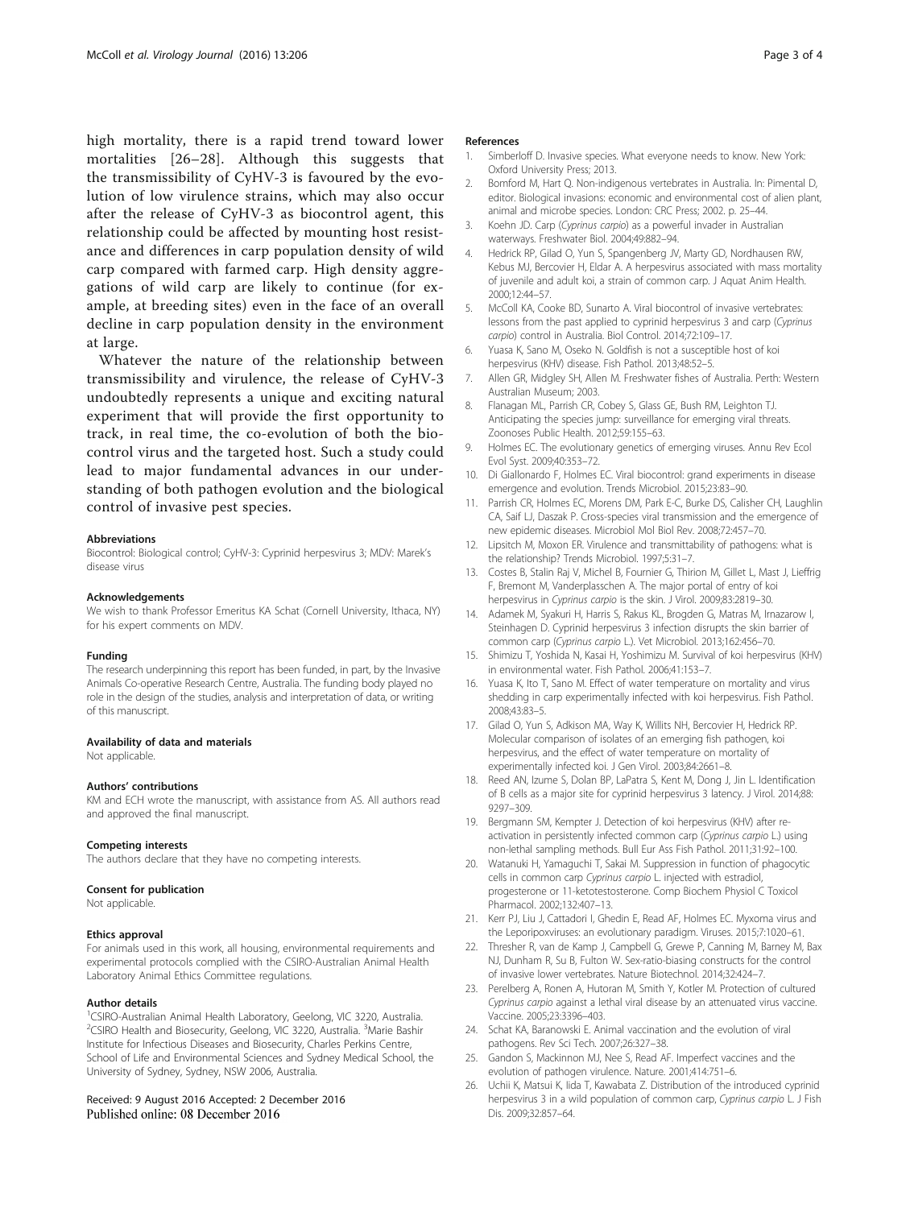high mortality, there is a rapid trend toward lower mortalities [26–28]. Although this suggests that the transmissibility of CyHV-3 is favoured by the evolution of low virulence strains, which may also occur after the release of CyHV-3 as biocontrol agent, this relationship could be affected by mounting host resistance and differences in carp population density of wild carp compared with farmed carp. High density aggregations of wild carp are likely to continue (for example, at breeding sites) even in the face of an overall decline in carp population density in the environment at large.

Whatever the nature of the relationship between transmissibility and virulence, the release of CyHV-3 undoubtedly represents a unique and exciting natural experiment that will provide the first opportunity to track, in real time, the co-evolution of both the biocontrol virus and the targeted host. Such a study could lead to major fundamental advances in our understanding of both pathogen evolution and the biological control of invasive pest species.

#### Abbreviations

Biocontrol: Biological control; CyHV-3: Cyprinid herpesvirus 3; MDV: Marek's disease virus

#### Acknowledgements

We wish to thank Professor Emeritus KA Schat (Cornell University, Ithaca, NY) for his expert comments on MDV.

#### Funding

The research underpinning this report has been funded, in part, by the Invasive Animals Co-operative Research Centre, Australia. The funding body played no role in the design of the studies, analysis and interpretation of data, or writing of this manuscript.

#### Availability of data and materials

Not applicable.

#### Authors' contributions

KM and ECH wrote the manuscript, with assistance from AS. All authors read and approved the final manuscript.

#### Competing interests

The authors declare that they have no competing interests.

#### Consent for publication

Not applicable.

#### Ethics approval

For animals used in this work, all housing, environmental requirements and experimental protocols complied with the CSIRO-Australian Animal Health Laboratory Animal Ethics Committee regulations.

#### Author details

[1]CSIRO-Australian Animal Health Laboratory, Geelong, VIC 3220, Australia. [2]CSIRO Health and Biosecurity, Geelong, VIC 3220, Australia. [3]Marie Bashir Institute for Infectious Diseases and Biosecurity, Charles Perkins Centre, School of Life and Environmental Sciences and Sydney Medical School, the University of Sydney, Sydney, NSW 2006, Australia.

Received: 9 August 2016 Accepted: 2 December 2016
Published online: 08 December 2016

#### References

1. Simberloff D. Invasive species. What everyone needs to know. New York: Oxford University Press; 2013.
2. Bomford M, Hart Q. Non-indigenous vertebrates in Australia. In: Pimental D, editor. Biological invasions: economic and environmental cost of alien plant, animal and microbe species. London: CRC Press; 2002. p. 25–44.
3. Koehn JD. Carp (*Cyprinus carpio*) as a powerful invader in Australian waterways. Freshwater Biol. 2004;49:882–94.
4. Hedrick RP, Gilad O, Yun S, Spangenberg JV, Marty GD, Nordhausen RW, Kebus MJ, Bercovier H, Eldar A. A herpesvirus associated with mass mortality of juvenile and adult koi, a strain of common carp. J Aquat Anim Health. 2000;12:44–57.
5. McColl KA, Cooke BD, Sunarto A. Viral biocontrol of invasive vertebrates: lessons from the past applied to cyprinid herpesvirus 3 and carp (*Cyprinus carpio*) control in Australia. Biol Control. 2014;72:109–17.
6. Yuasa K, Sano M, Oseko N. Goldfish is not a susceptible host of koi herpesvirus (KHV) disease. Fish Pathol. 2013;48:52–5.
7. Allen GR, Midgley SH, Allen M. Freshwater fishes of Australia. Perth: Western Australian Museum; 2003.
8. Flanagan ML, Parrish CR, Cobey S, Glass GE, Bush RM, Leighton TJ. Anticipating the species jump: surveillance for emerging viral threats. Zoonoses Public Health. 2012;59:155–63.
9. Holmes EC. The evolutionary genetics of emerging viruses. Annu Rev Ecol Evol Syst. 2009;40:353–72.
10. Di Giallonardo F, Holmes EC. Viral biocontrol: grand experiments in disease emergence and evolution. Trends Microbiol. 2015;23:83–90.
11. Parrish CR, Holmes EC, Morens DM, Park E-C, Burke DS, Calisher CH, Laughlin CA, Saif LJ, Daszak P. Cross-species viral transmission and the emergence of new epidemic diseases. Microbiol Mol Biol Rev. 2008;72:457–70.
12. Lipsitch M, Moxon ER. Virulence and transmittability of pathogens: what is the relationship? Trends Microbiol. 1997;5:31–7.
13. Costes B, Stalin Raj V, Michel B, Fournier G, Thirion M, Gillet L, Mast J, Lieffrig F, Bremont M, Vanderplasschen A. The major portal of entry of koi herpesvirus in *Cyprinus carpio* is the skin. J Virol. 2009;83:2819–30.
14. Adamek M, Syakuri H, Harris S, Rakus KL, Brogden G, Matras M, Irnazarow I, Steinhagen D. Cyprinid herpesvirus 3 infection disrupts the skin barrier of common carp (*Cyprinus carpio* L.). Vet Microbiol. 2013;162:456–70.
15. Shimizu T, Yoshida N, Kasai H, Yoshimizu M. Survival of koi herpesvirus (KHV) in environmental water. Fish Pathol. 2006;41:153–7.
16. Yuasa K, Ito T, Sano M. Effect of water temperature on mortality and virus shedding in carp experimentally infected with koi herpesvirus. Fish Pathol. 2008;43:83–5.
17. Gilad O, Yun S, Adkison MA, Way K, Willits NH, Bercovier H, Hedrick RP. Molecular comparison of isolates of an emerging fish pathogen, koi herpesvirus, and the effect of water temperature on mortality of experimentally infected koi. J Gen Virol. 2003;84:2661–8.
18. Reed AN, Izume S, Dolan BP, LaPatra S, Kent M, Dong J, Jin L. Identification of B cells as a major site for cyprinid herpesvirus 3 latency. J Virol. 2014;88: 9297–309.
19. Bergmann SM, Kempter J. Detection of koi herpesvirus (KHV) after re-activation in persistently infected common carp (*Cyprinus carpio* L.) using non-lethal sampling methods. Bull Eur Ass Fish Pathol. 2011;31:92–100.
20. Watanuki H, Yamaguchi T, Sakai M. Suppression in function of phagocytic cells in common carp *Cyprinus carpio* L. injected with estradiol, progesterone or 11-ketotestosterone. Comp Biochem Physiol C Toxicol Pharmacol. 2002;132:407–13.
21. Kerr PJ, Liu J, Cattadori I, Ghedin E, Read AF, Holmes EC. Myxoma virus and the Leporipoxviruses: an evolutionary paradigm. Viruses. 2015;7:1020–61.
22. Thresher R, van de Kamp J, Campbell G, Grewe P, Canning M, Barney M, Bax NJ, Dunham R, Su B, Fulton W. Sex-ratio-biasing constructs for the control of invasive lower vertebrates. Nature Biotechnol. 2014;32:424–7.
23. Perelberg A, Ronen A, Hutoran M, Smith Y, Kotler M. Protection of cultured *Cyprinus carpio* against a lethal viral disease by an attenuated virus vaccine. Vaccine. 2005;23:3396–403.
24. Schat KA, Baranowski E. Animal vaccination and the evolution of viral pathogens. Rev Sci Tech. 2007;26:327–38.
25. Gandon S, Mackinnon MJ, Nee S, Read AF. Imperfect vaccines and the evolution of pathogen virulence. Nature. 2001;414:751–6.
26. Uchii K, Matsui K, Iida T, Kawabata Z. Distribution of the introduced cyprinid herpesvirus 3 in a wild population of common carp, *Cyprinus carpio* L. J Fish Dis. 2009;32:857–64.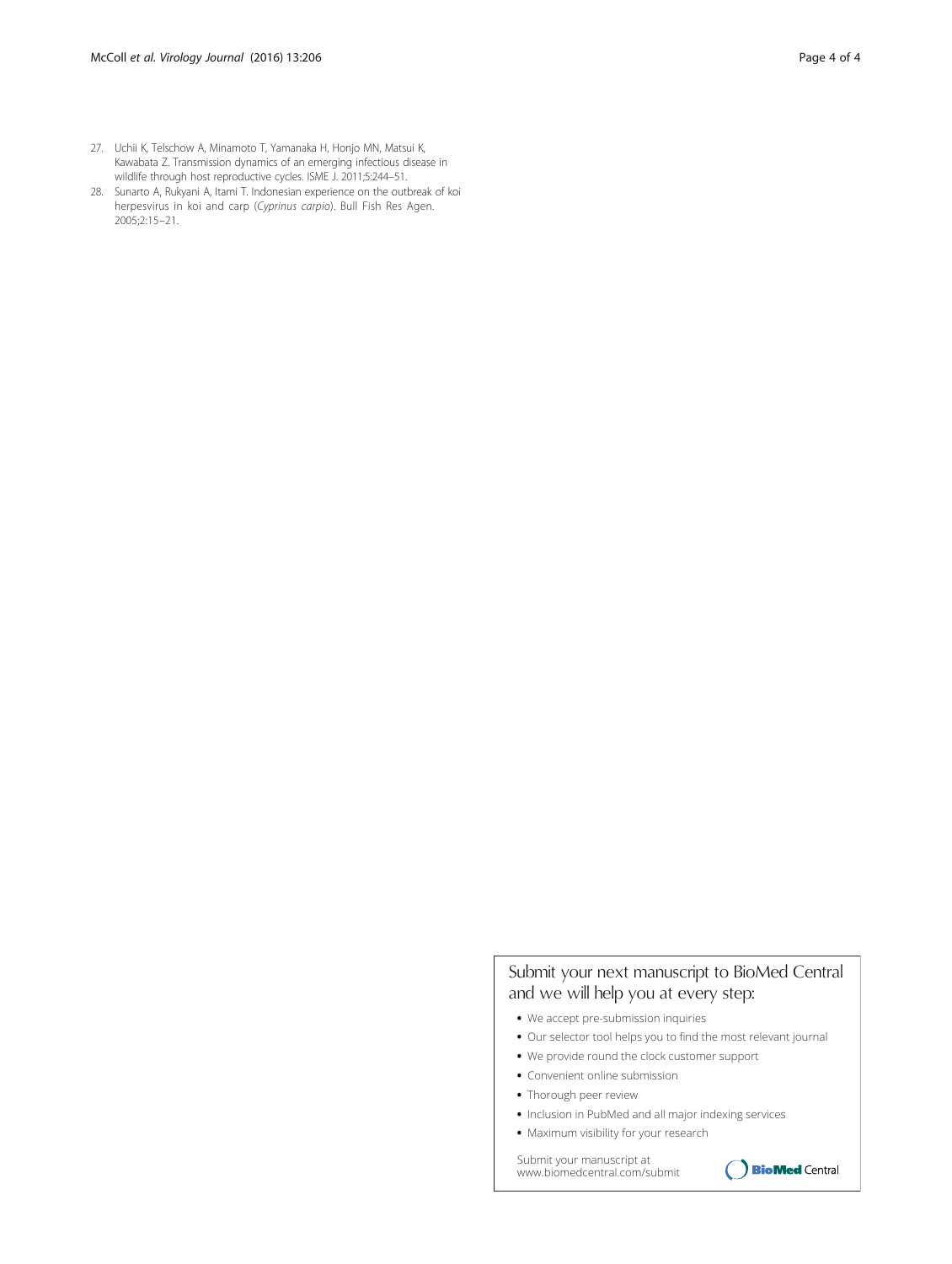27. Uchii K, Telschow A, Minamoto T, Yamanaka H, Honjo MN, Matsui K, Kawabata Z. Transmission dynamics of an emerging infectious disease in wildlife through host reproductive cycles. ISME J. 2011;5:244–51.
28. Sunarto A, Rukyani A, Itami T. Indonesian experience on the outbreak of koi herpesvirus in koi and carp (*Cyprinus carpio*). Bull Fish Res Agen. 2005;2:15–21.

Submit your next manuscript to BioMed Central and we will help you at every step:

- We accept pre-submission inquiries
- Our selector tool helps you to find the most relevant journal
- We provide round the clock customer support
- Convenient online submission
- Thorough peer review
- Inclusion in PubMed and all major indexing services
- Maximum visibility for your research

Submit your manuscript at
www.biomedcentral.com/submit

BioMed Central